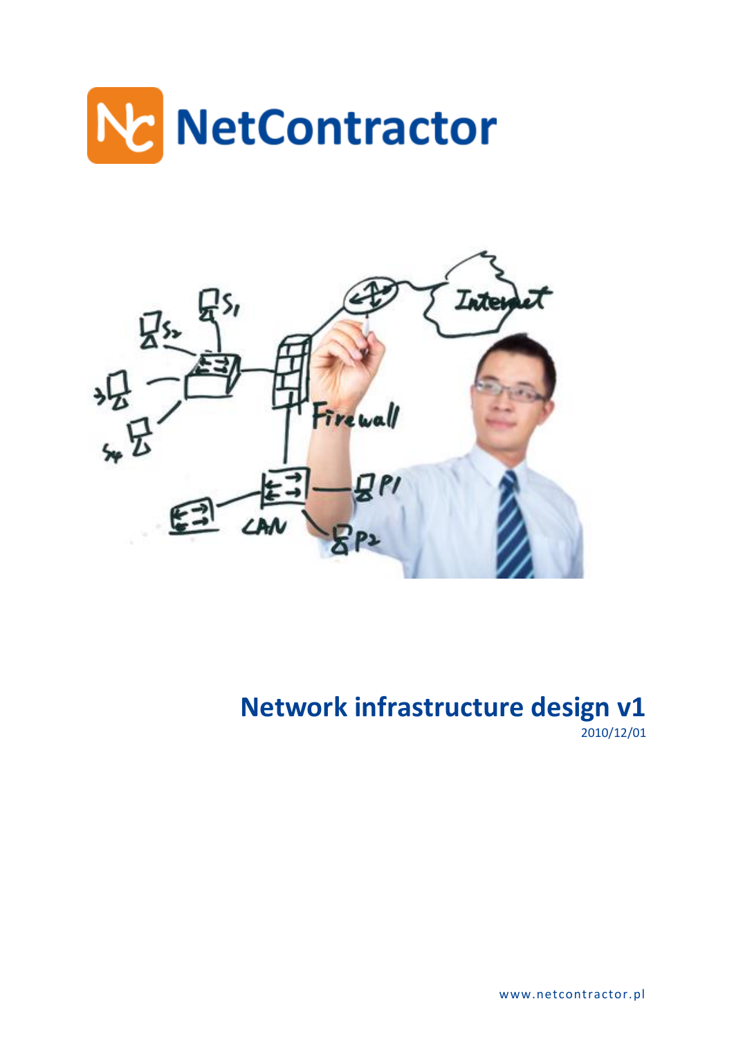NetContractor

# Network infrastructure design v1

2010/12/01

www.netcontractor.pl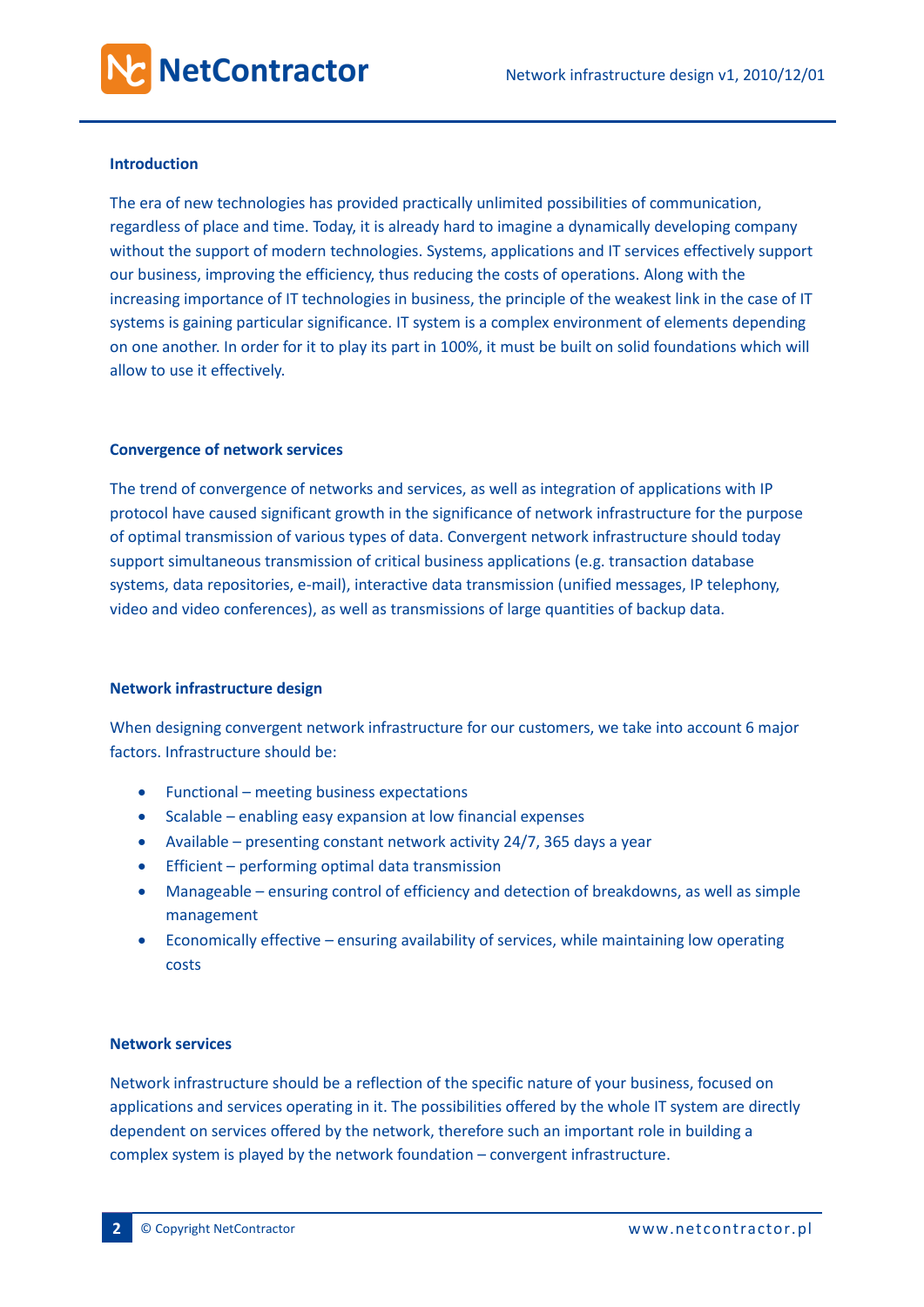## Introduction

The era of new technologies has provided practically unlimited possibilities of communication, regardless of place and time. Today, it is already hard to imagine a dynamically developing company without the support of modern technologies. Systems, applications and IT services effectively support our business, improving the efficiency, thus reducing the costs of operations. Along with the increasing importance of IT technologies in business, the principle of the weakest link in the case of IT systems is gaining particular significance. IT system is a complex environment of elements depending on one another. In order for it to play its part in 100%, it must be built on solid foundations which will allow to use it effectively.

## Convergence of network services

The trend of convergence of networks and services, as well as integration of applications with IP protocol have caused significant growth in the significance of network infrastructure for the purpose of optimal transmission of various types of data. Convergent network infrastructure should today support simultaneous transmission of critical business applications (e.g. transaction database systems, data repositories, e-mail), interactive data transmission (unified messages, IP telephony, video and video conferences), as well as transmissions of large quantities of backup data.

## Network infrastructure design

When designing convergent network infrastructure for our customers, we take into account 6 major factors. Infrastructure should be:

- Functional – meeting business expectations
- Scalable – enabling easy expansion at low financial expenses
- Available – presenting constant network activity 24/7, 365 days a year
- Efficient – performing optimal data transmission
- Manageable – ensuring control of efficiency and detection of breakdowns, as well as simple management
- Economically effective – ensuring availability of services, while maintaining low operating costs

## Network services

Network infrastructure should be a reflection of the specific nature of your business, focused on applications and services operating in it. The possibilities offered by the whole IT system are directly dependent on services offered by the network, therefore such an important role in building a complex system is played by the network foundation – convergent infrastructure.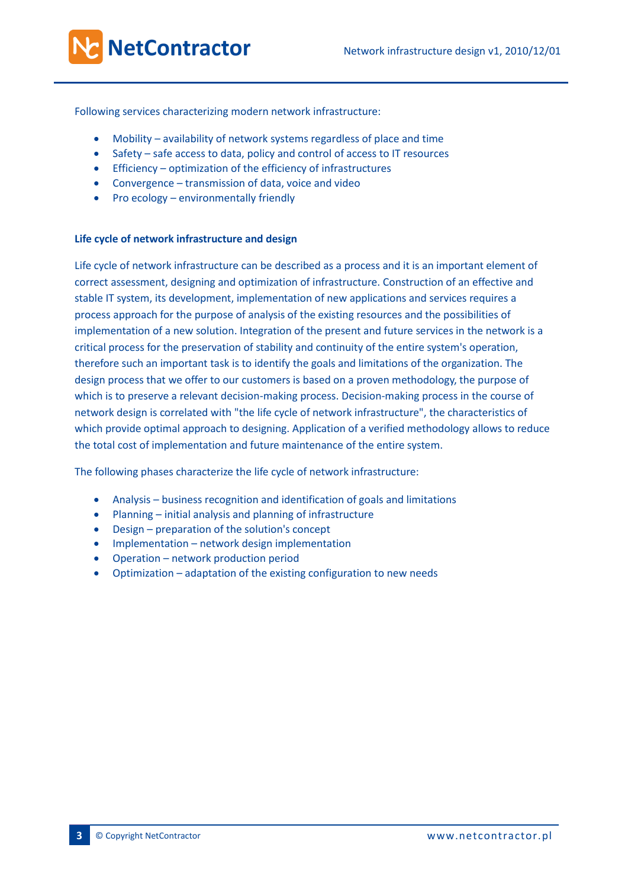Following services characterizing modern network infrastructure:

- Mobility – availability of network systems regardless of place and time
- Safety – safe access to data, policy and control of access to IT resources
- Efficiency – optimization of the efficiency of infrastructures
- Convergence – transmission of data, voice and video
- Pro ecology – environmentally friendly

**Life cycle of network infrastructure and design**

Life cycle of network infrastructure can be described as a process and it is an important element of correct assessment, designing and optimization of infrastructure. Construction of an effective and stable IT system, its development, implementation of new applications and services requires a process approach for the purpose of analysis of the existing resources and the possibilities of implementation of a new solution. Integration of the present and future services in the network is a critical process for the preservation of stability and continuity of the entire system's operation, therefore such an important task is to identify the goals and limitations of the organization. The design process that we offer to our customers is based on a proven methodology, the purpose of which is to preserve a relevant decision-making process. Decision-making process in the course of network design is correlated with "the life cycle of network infrastructure", the characteristics of which provide optimal approach to designing. Application of a verified methodology allows to reduce the total cost of implementation and future maintenance of the entire system.

The following phases characterize the life cycle of network infrastructure:

- Analysis – business recognition and identification of goals and limitations
- Planning – initial analysis and planning of infrastructure
- Design – preparation of the solution's concept
- Implementation – network design implementation
- Operation – network production period
- Optimization – adaptation of the existing configuration to new needs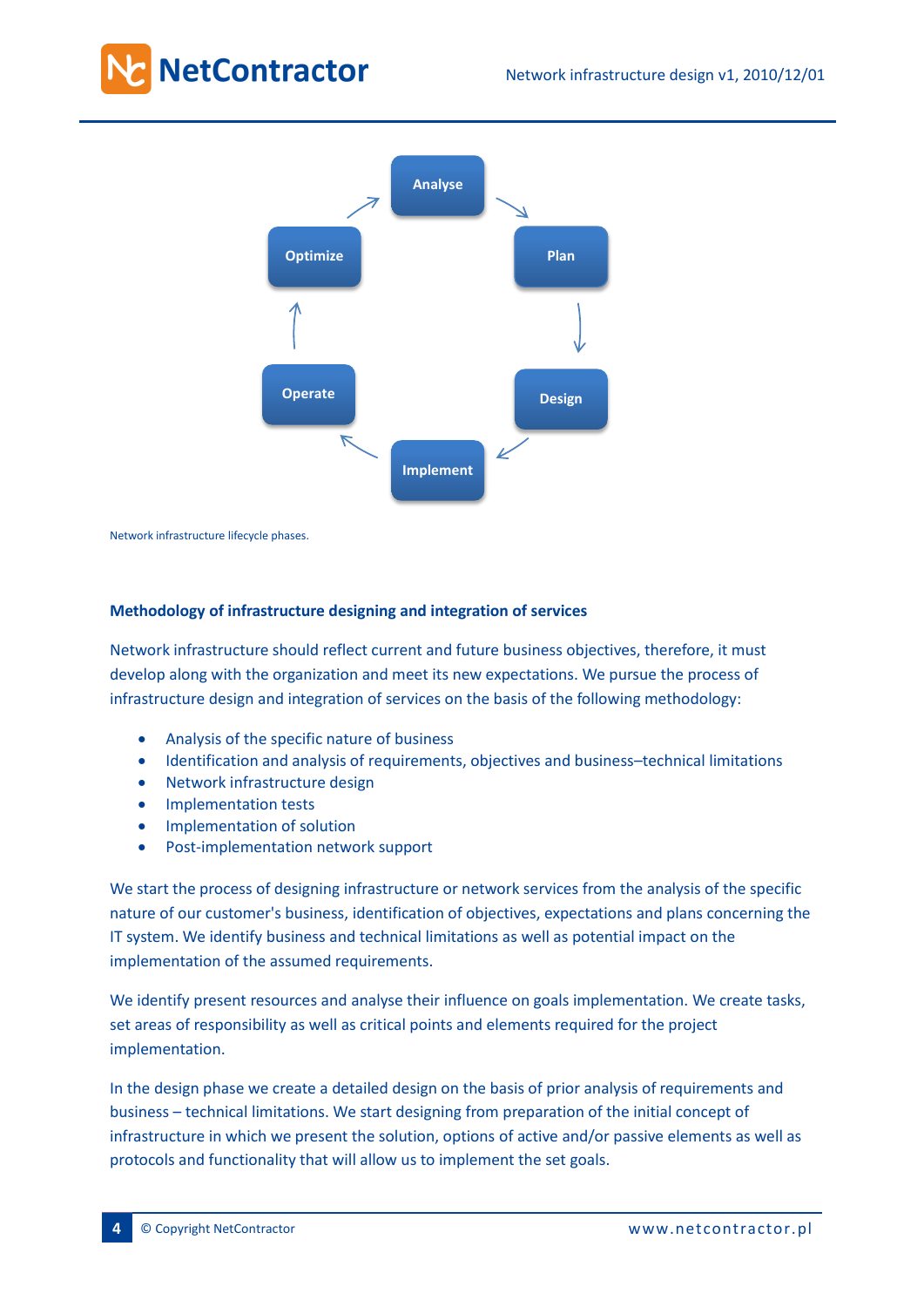Analyse → Plan → Design → Implement → Operate → Optimize

Network infrastructure lifecycle phases.

### Methodology of infrastructure designing and integration of services

Network infrastructure should reflect current and future business objectives, therefore, it must develop along with the organization and meet its new expectations. We pursue the process of infrastructure design and integration of services on the basis of the following methodology:

- Analysis of the specific nature of business
- Identification and analysis of requirements, objectives and business–technical limitations
- Network infrastructure design
- Implementation tests
- Implementation of solution
- Post-implementation network support

We start the process of designing infrastructure or network services from the analysis of the specific nature of our customer's business, identification of objectives, expectations and plans concerning the IT system. We identify business and technical limitations as well as potential impact on the implementation of the assumed requirements.

We identify present resources and analyse their influence on goals implementation. We create tasks, set areas of responsibility as well as critical points and elements required for the project implementation.

In the design phase we create a detailed design on the basis of prior analysis of requirements and business – technical limitations. We start designing from preparation of the initial concept of infrastructure in which we present the solution, options of active and/or passive elements as well as protocols and functionality that will allow us to implement the set goals.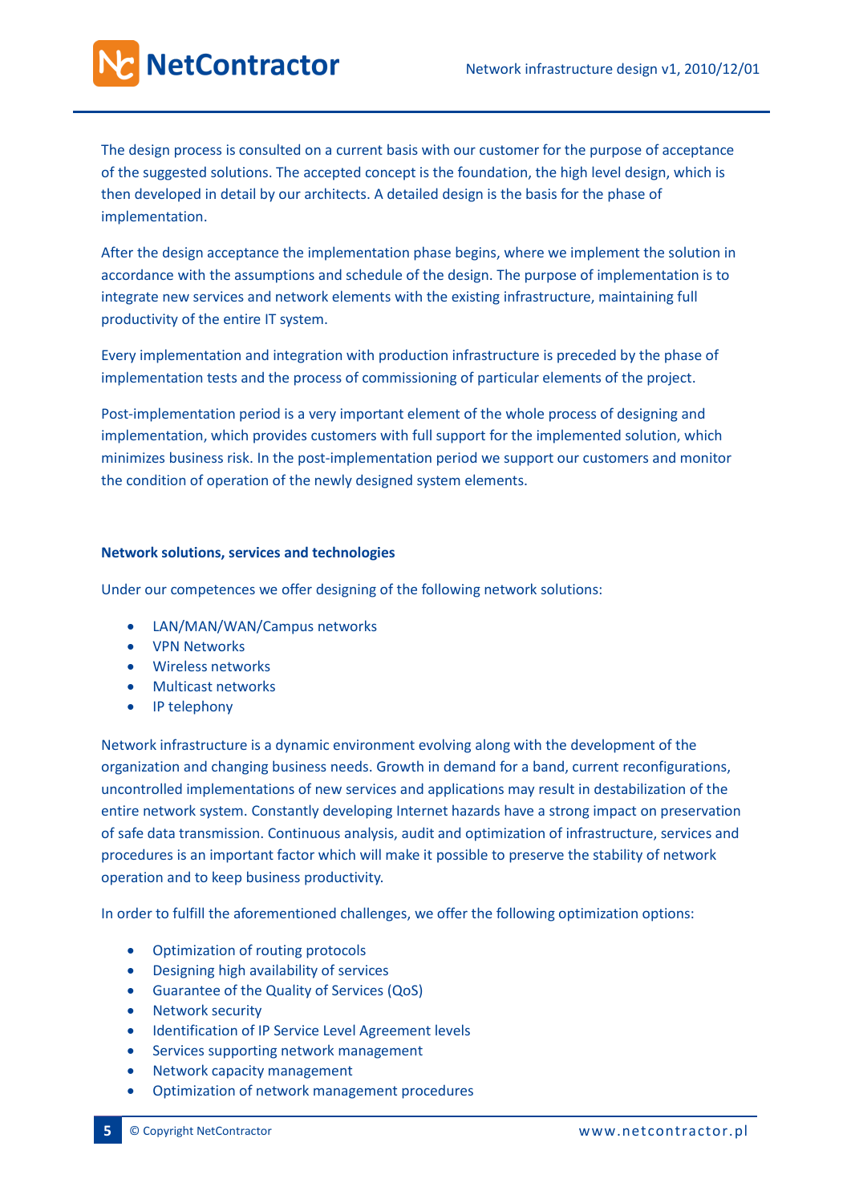The design process is consulted on a current basis with our customer for the purpose of acceptance of the suggested solutions. The accepted concept is the foundation, the high level design, which is then developed in detail by our architects. A detailed design is the basis for the phase of implementation.

After the design acceptance the implementation phase begins, where we implement the solution in accordance with the assumptions and schedule of the design. The purpose of implementation is to integrate new services and network elements with the existing infrastructure, maintaining full productivity of the entire IT system.

Every implementation and integration with production infrastructure is preceded by the phase of implementation tests and the process of commissioning of particular elements of the project.

Post-implementation period is a very important element of the whole process of designing and implementation, which provides customers with full support for the implemented solution, which minimizes business risk. In the post-implementation period we support our customers and monitor the condition of operation of the newly designed system elements.

**Network solutions, services and technologies**

Under our competences we offer designing of the following network solutions:

- LAN/MAN/WAN/Campus networks
- VPN Networks
- Wireless networks
- Multicast networks
- IP telephony

Network infrastructure is a dynamic environment evolving along with the development of the organization and changing business needs. Growth in demand for a band, current reconfigurations, uncontrolled implementations of new services and applications may result in destabilization of the entire network system. Constantly developing Internet hazards have a strong impact on preservation of safe data transmission. Continuous analysis, audit and optimization of infrastructure, services and procedures is an important factor which will make it possible to preserve the stability of network operation and to keep business productivity.

In order to fulfill the aforementioned challenges, we offer the following optimization options:

- Optimization of routing protocols
- Designing high availability of services
- Guarantee of the Quality of Services (QoS)
- Network security
- Identification of IP Service Level Agreement levels
- Services supporting network management
- Network capacity management
- Optimization of network management procedures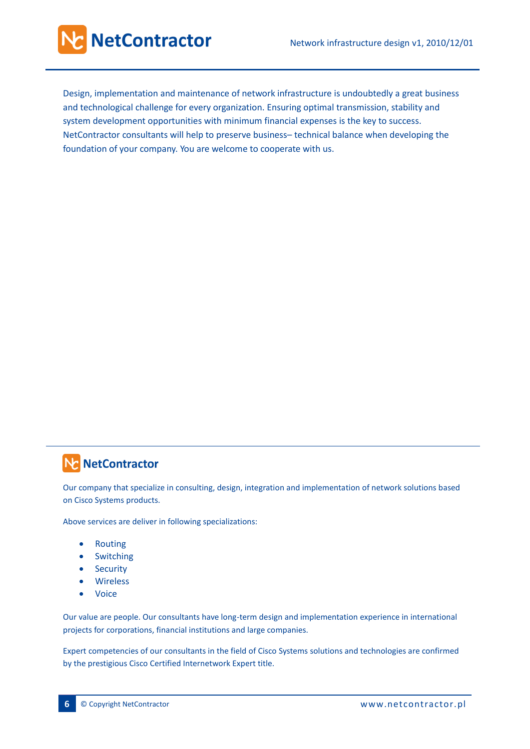Design, implementation and maintenance of network infrastructure is undoubtedly a great business and technological challenge for every organization. Ensuring optimal transmission, stability and system development opportunities with minimum financial expenses is the key to success. NetContractor consultants will help to preserve business– technical balance when developing the foundation of your company. You are welcome to cooperate with us.

## NetContractor

Our company that specialize in consulting, design, integration and implementation of network solutions based on Cisco Systems products.

Above services are deliver in following specializations:

- Routing
- Switching
- Security
- Wireless
- Voice

Our value are people. Our consultants have long-term design and implementation experience in international projects for corporations, financial institutions and large companies.

Expert competencies of our consultants in the field of Cisco Systems solutions and technologies are confirmed by the prestigious Cisco Certified Internetwork Expert title.

© Copyright NetContractor

www.netcontractor.pl